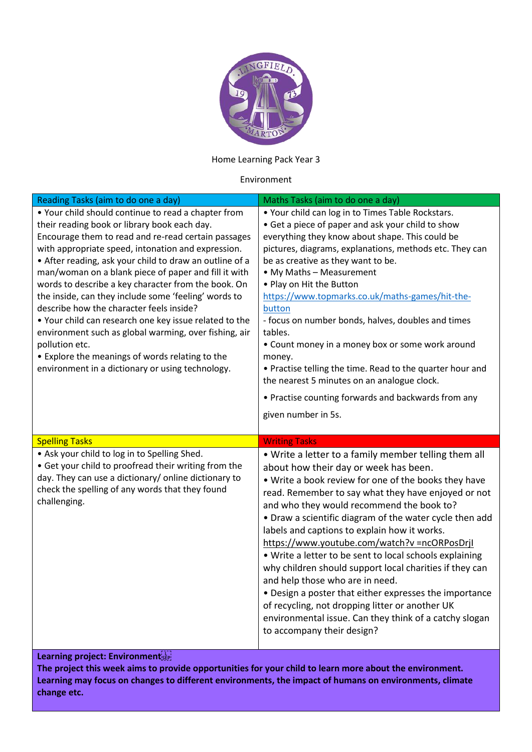Home Learning Pack Year 3

Environment

| Reading Tasks (aim to do one a day) | Maths Tasks (aim to do one a day) |
| --- | --- |
| • Your child should continue to read a chapter from their reading book or library book each day. Encourage them to read and re-read certain passages with appropriate speed, intonation and expression.<br>• After reading, ask your child to draw an outline of a man/woman on a blank piece of paper and fill it with words to describe a key character from the book. On the inside, can they include some 'feeling' words to describe how the character feels inside?<br>• Your child can research one key issue related to the environment such as global warming, over fishing, air pollution etc.<br>• Explore the meanings of words relating to the environment in a dictionary or using technology. | • Your child can log in to Times Table Rockstars.<br>• Get a piece of paper and ask your child to show everything they know about shape. This could be pictures, diagrams, explanations, methods etc. They can be as creative as they want to be.<br>• My Maths – Measurement<br>• Play on Hit the Button https://www.topmarks.co.uk/maths-games/hit-the-button<br>- focus on number bonds, halves, doubles and times tables.<br>• Count money in a money box or some work around money.<br>• Practise telling the time. Read to the quarter hour and the nearest 5 minutes on an analogue clock.<br>• Practise counting forwards and backwards from any given number in 5s. |
| **Spelling Tasks** | **Writing Tasks** |
| • Ask your child to log in to Spelling Shed.<br>• Get your child to proofread their writing from the day. They can use a dictionary/ online dictionary to check the spelling of any words that they found challenging. | • Write a letter to a family member telling them all about how their day or week has been.<br>• Write a book review for one of the books they have read. Remember to say what they have enjoyed or not and who they would recommend the book to?<br>• Draw a scientific diagram of the water cycle then add labels and captions to explain how it works. https://www.youtube.com/watch?v =ncORPosDrjI<br>• Write a letter to be sent to local schools explaining why children should support local charities if they can and help those who are in need.<br>• Design a poster that either expresses the importance of recycling, not dropping litter or another UK environmental issue. Can they think of a catchy slogan to accompany their design? |

**Learning project: Environment**
**The project this week aims to provide opportunities for your child to learn more about the environment. Learning may focus on changes to different environments, the impact of humans on environments, climate change etc.**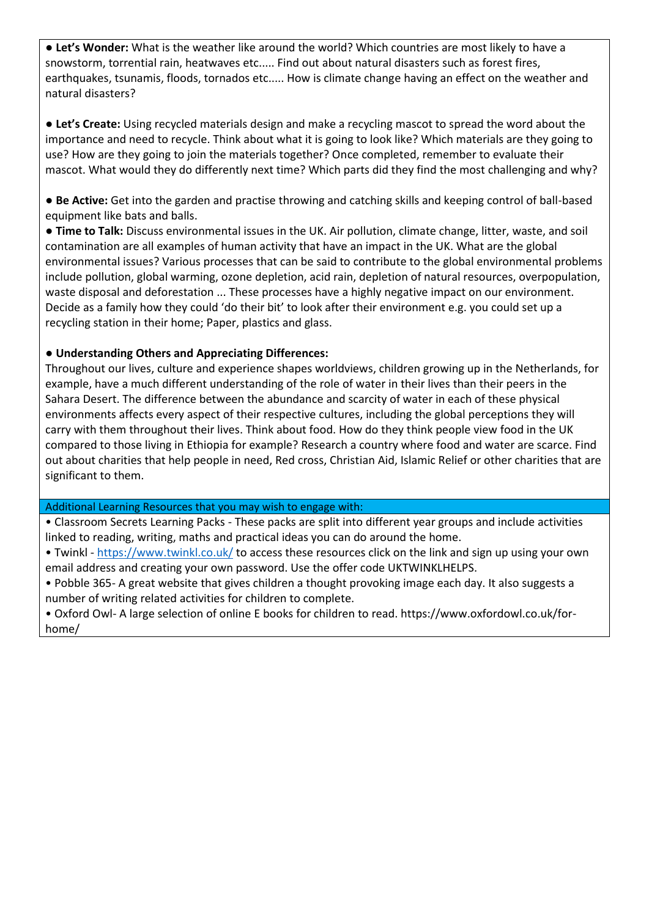● **Let's Wonder:** What is the weather like around the world? Which countries are most likely to have a snowstorm, torrential rain, heatwaves etc..... Find out about natural disasters such as forest fires, earthquakes, tsunamis, floods, tornados etc..... How is climate change having an effect on the weather and natural disasters?

● **Let's Create:** Using recycled materials design and make a recycling mascot to spread the word about the importance and need to recycle. Think about what it is going to look like? Which materials are they going to use? How are they going to join the materials together? Once completed, remember to evaluate their mascot. What would they do differently next time? Which parts did they find the most challenging and why?

● **Be Active:** Get into the garden and practise throwing and catching skills and keeping control of ball-based equipment like bats and balls.

● **Time to Talk:** Discuss environmental issues in the UK. Air pollution, climate change, litter, waste, and soil contamination are all examples of human activity that have an impact in the UK. What are the global environmental issues? Various processes that can be said to contribute to the global environmental problems include pollution, global warming, ozone depletion, acid rain, depletion of natural resources, overpopulation, waste disposal and deforestation ... These processes have a highly negative impact on our environment. Decide as a family how they could 'do their bit' to look after their environment e.g. you could set up a recycling station in their home; Paper, plastics and glass.

● **Understanding Others and Appreciating Differences:**
Throughout our lives, culture and experience shapes worldviews, children growing up in the Netherlands, for example, have a much different understanding of the role of water in their lives than their peers in the Sahara Desert. The difference between the abundance and scarcity of water in each of these physical environments affects every aspect of their respective cultures, including the global perceptions they will carry with them throughout their lives. Think about food. How do they think people view food in the UK compared to those living in Ethiopia for example? Research a country where food and water are scarce. Find out about charities that help people in need, Red cross, Christian Aid, Islamic Relief or other charities that are significant to them.

Additional Learning Resources that you may wish to engage with:

- Classroom Secrets Learning Packs - These packs are split into different year groups and include activities linked to reading, writing, maths and practical ideas you can do around the home.
- Twinkl - https://www.twinkl.co.uk/ to access these resources click on the link and sign up using your own email address and creating your own password. Use the offer code UKTWINKLHELPS.
- Pobble 365- A great website that gives children a thought provoking image each day. It also suggests a number of writing related activities for children to complete.
- Oxford Owl- A large selection of online E books for children to read. https://www.oxfordowl.co.uk/for-home/